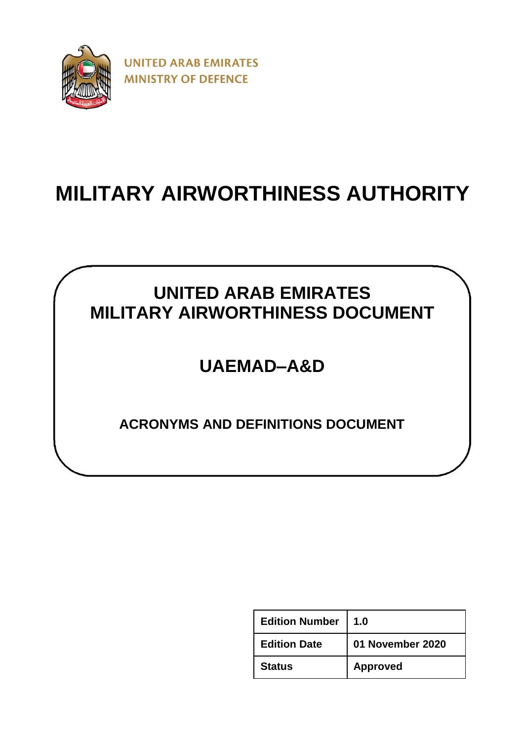UNITED ARAB EMIRATES
MINISTRY OF DEFENCE

# MILITARY AIRWORTHINESS AUTHORITY

## UNITED ARAB EMIRATES MILITARY AIRWORTHINESS DOCUMENT

## UAEMAD–A&D

### ACRONYMS AND DEFINITIONS DOCUMENT

| Edition Number | 1.0 |
|---|---|
| Edition Date | 01 November 2020 |
| Status | Approved |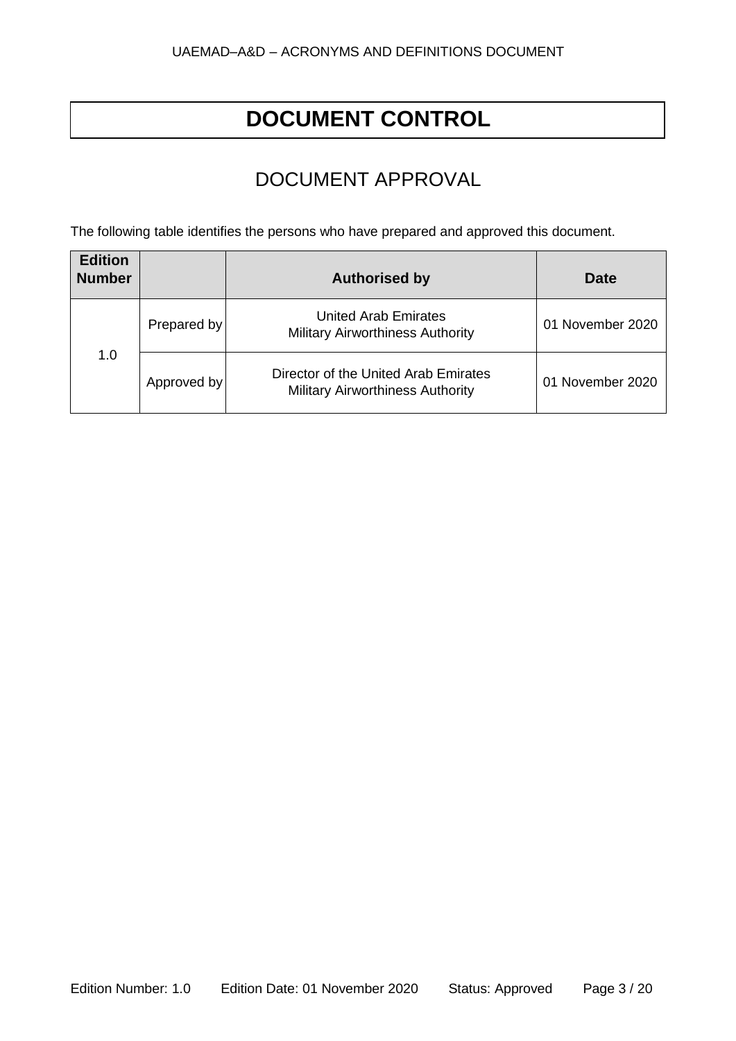# DOCUMENT CONTROL

## DOCUMENT APPROVAL

The following table identifies the persons who have prepared and approved this document.

| Edition Number | | Authorised by | Date |
|---|---|---|---|
| 1.0 | Prepared by | United Arab Emirates Military Airworthiness Authority | 01 November 2020 |
| | Approved by | Director of the United Arab Emirates Military Airworthiness Authority | 01 November 2020 |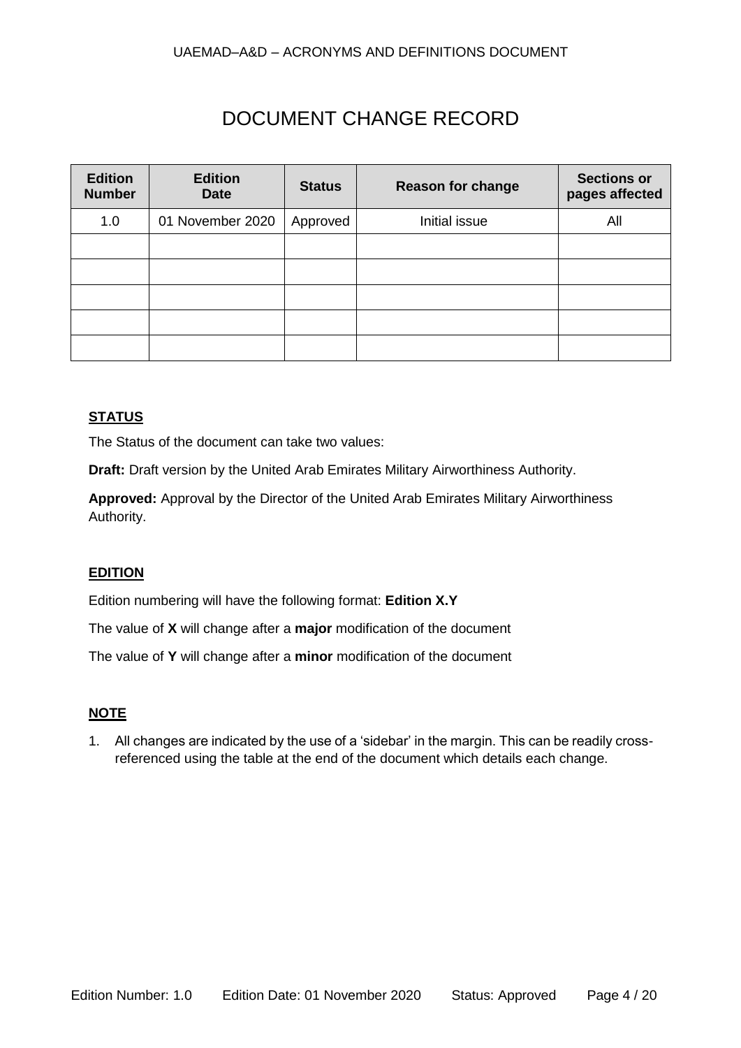# DOCUMENT CHANGE RECORD

| Edition Number | Edition Date | Status | Reason for change | Sections or pages affected |
|---|---|---|---|---|
| 1.0 | 01 November 2020 | Approved | Initial issue | All |
| | | | | |
| | | | | |
| | | | | |
| | | | | |
| | | | | |

## STATUS

The Status of the document can take two values:

**Draft:** Draft version by the United Arab Emirates Military Airworthiness Authority.

**Approved:** Approval by the Director of the United Arab Emirates Military Airworthiness Authority.

## EDITION

Edition numbering will have the following format: **Edition X.Y**

The value of **X** will change after a **major** modification of the document

The value of **Y** will change after a **minor** modification of the document

## NOTE

1. All changes are indicated by the use of a 'sidebar' in the margin. This can be readily cross-referenced using the table at the end of the document which details each change.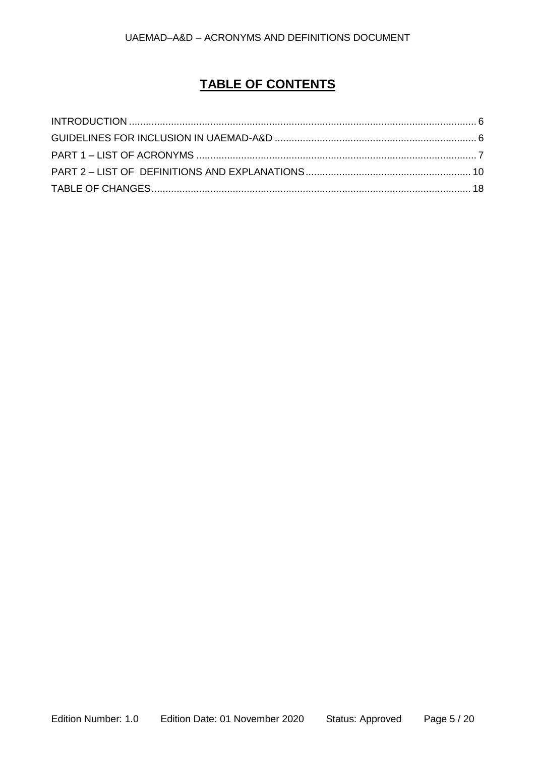# TABLE OF CONTENTS

INTRODUCTION ........................................................................................................................... 6
GUIDELINES FOR INCLUSION IN UAEMAD-A&D ....................................................................... 6
PART 1 – LIST OF ACRONYMS .................................................................................................... 7
PART 2 – LIST OF  DEFINITIONS AND EXPLANATIONS ........................................................... 10
TABLE OF CHANGES ................................................................................................................. 18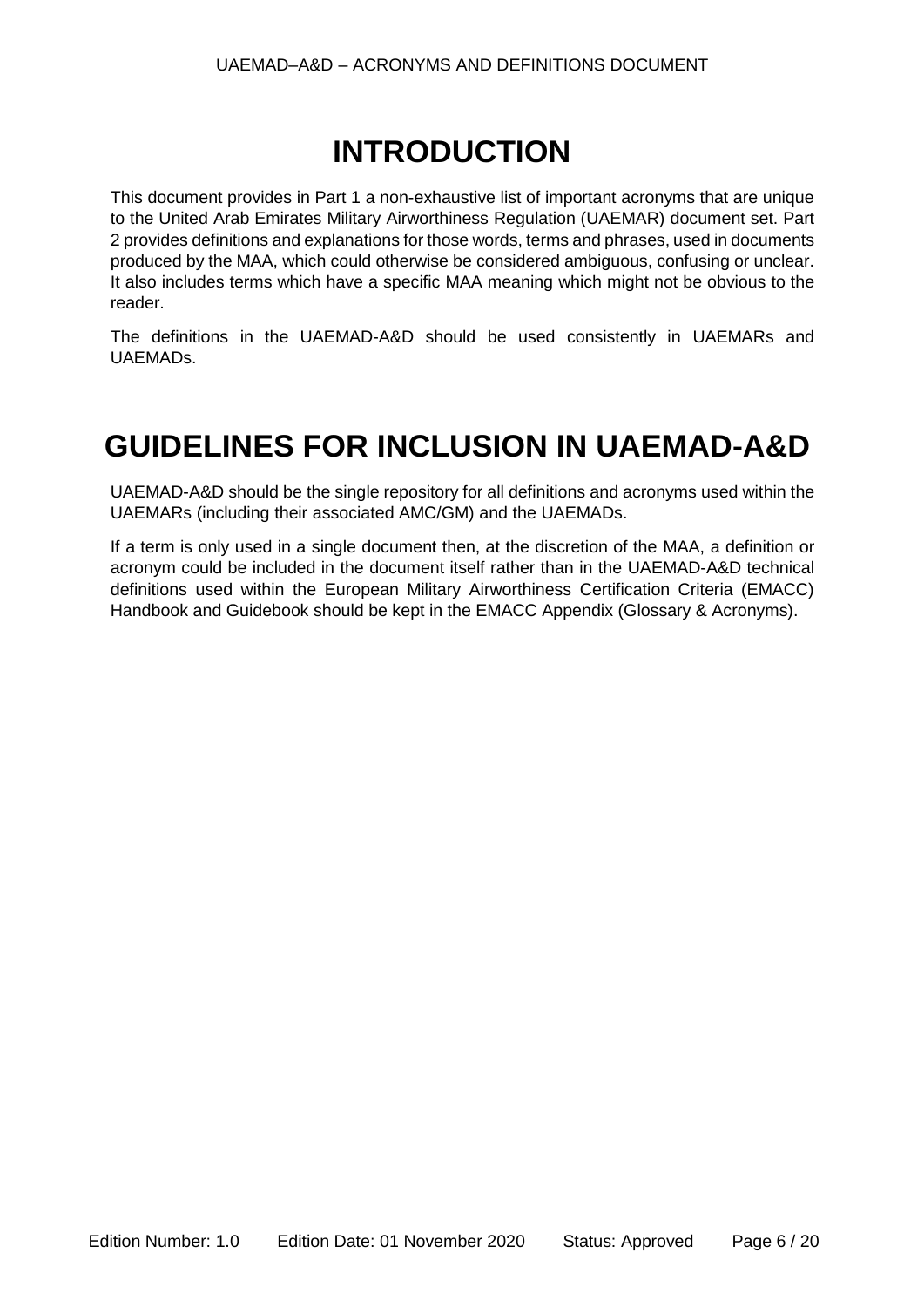# INTRODUCTION

This document provides in Part 1 a non-exhaustive list of important acronyms that are unique to the United Arab Emirates Military Airworthiness Regulation (UAEMAR) document set. Part 2 provides definitions and explanations for those words, terms and phrases, used in documents produced by the MAA, which could otherwise be considered ambiguous, confusing or unclear. It also includes terms which have a specific MAA meaning which might not be obvious to the reader.

The definitions in the UAEMAD-A&D should be used consistently in UAEMARs and UAEMADs.

# GUIDELINES FOR INCLUSION IN UAEMAD-A&D

UAEMAD-A&D should be the single repository for all definitions and acronyms used within the UAEMARs (including their associated AMC/GM) and the UAEMADs.

If a term is only used in a single document then, at the discretion of the MAA, a definition or acronym could be included in the document itself rather than in the UAEMAD-A&D technical definitions used within the European Military Airworthiness Certification Criteria (EMACC) Handbook and Guidebook should be kept in the EMACC Appendix (Glossary & Acronyms).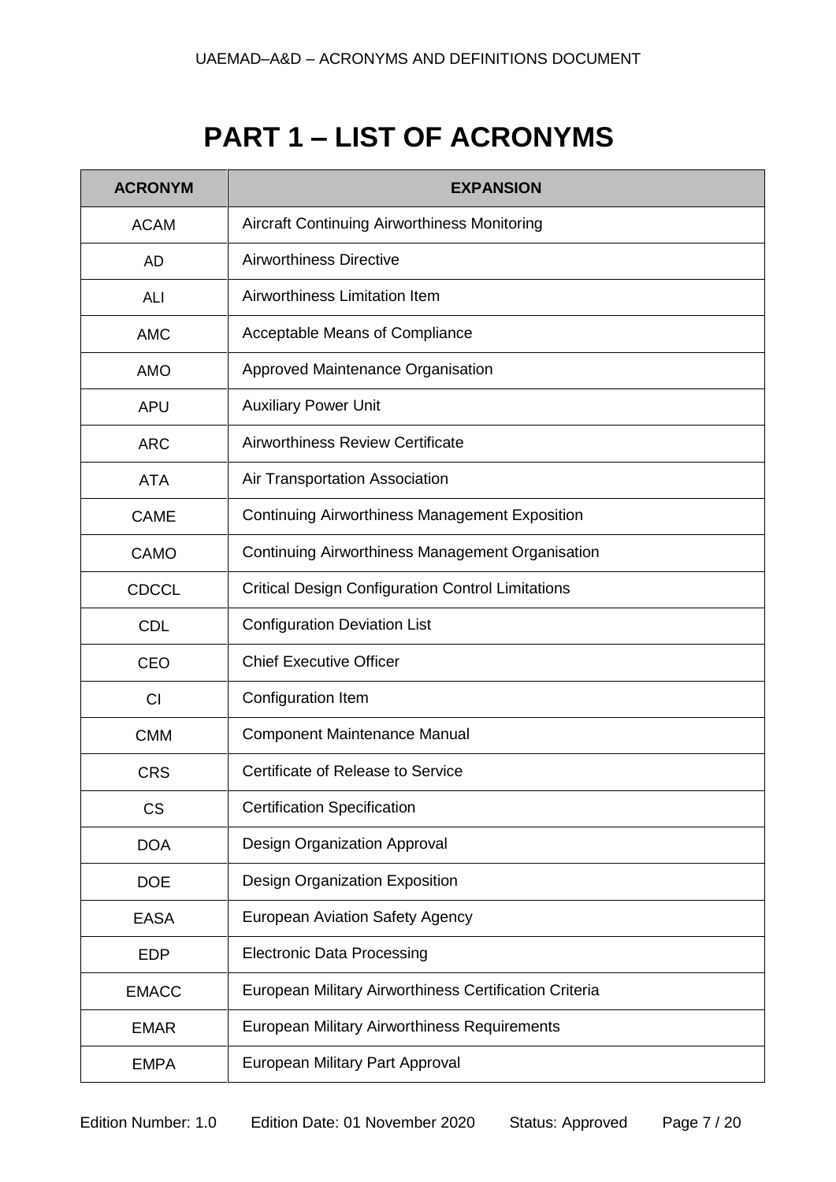# PART 1 – LIST OF ACRONYMS

| ACRONYM | EXPANSION |
|---|---|
| ACAM | Aircraft Continuing Airworthiness Monitoring |
| AD | Airworthiness Directive |
| ALI | Airworthiness Limitation Item |
| AMC | Acceptable Means of Compliance |
| AMO | Approved Maintenance Organisation |
| APU | Auxiliary Power Unit |
| ARC | Airworthiness Review Certificate |
| ATA | Air Transportation Association |
| CAME | Continuing Airworthiness Management Exposition |
| CAMO | Continuing Airworthiness Management Organisation |
| CDCCL | Critical Design Configuration Control Limitations |
| CDL | Configuration Deviation List |
| CEO | Chief Executive Officer |
| CI | Configuration Item |
| CMM | Component Maintenance Manual |
| CRS | Certificate of Release to Service |
| CS | Certification Specification |
| DOA | Design Organization Approval |
| DOE | Design Organization Exposition |
| EASA | European Aviation Safety Agency |
| EDP | Electronic Data Processing |
| EMACC | European Military Airworthiness Certification Criteria |
| EMAR | European Military Airworthiness Requirements |
| EMPA | European Military Part Approval |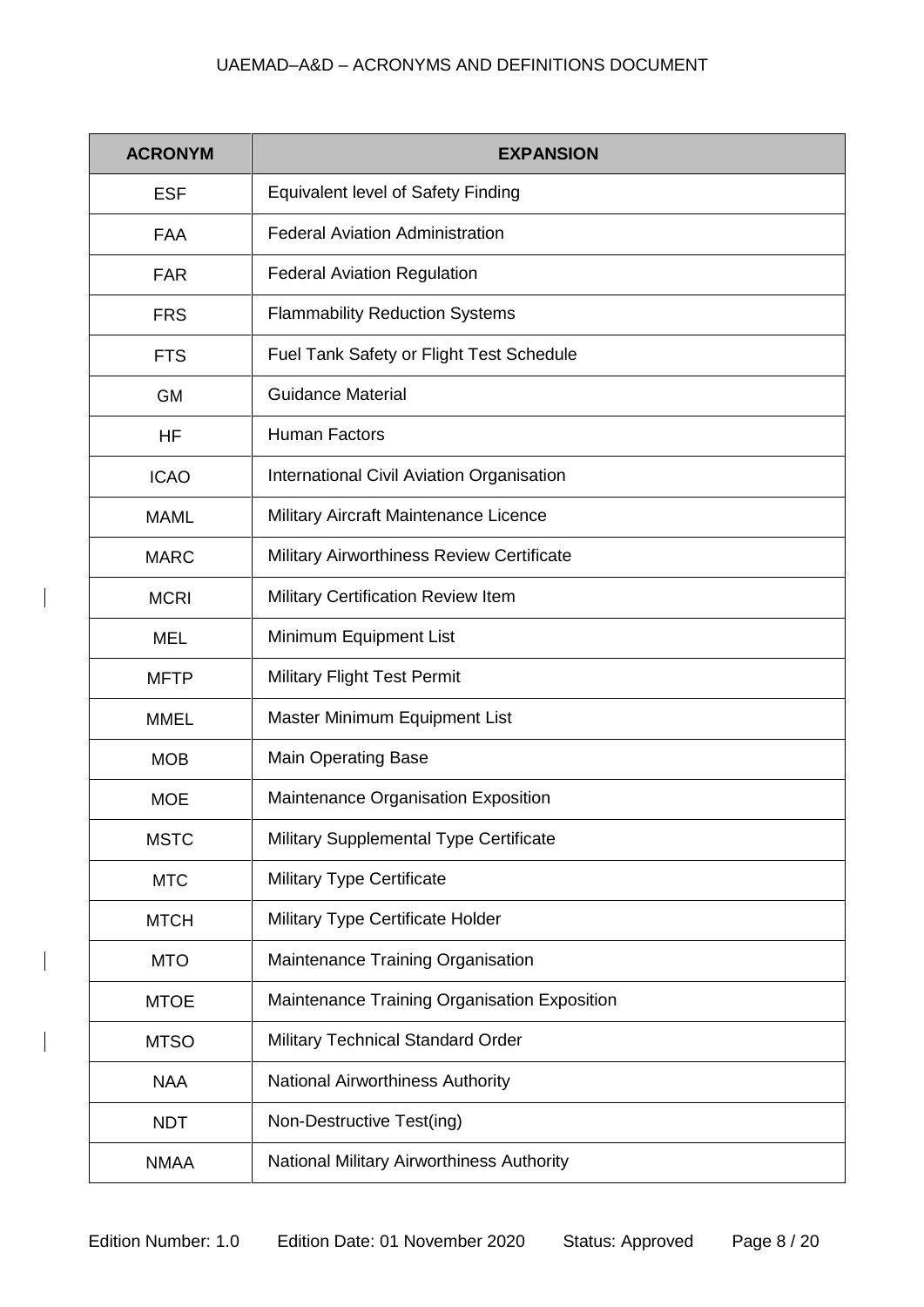| ACRONYM | EXPANSION |
|---|---|
| ESF | Equivalent level of Safety Finding |
| FAA | Federal Aviation Administration |
| FAR | Federal Aviation Regulation |
| FRS | Flammability Reduction Systems |
| FTS | Fuel Tank Safety or Flight Test Schedule |
| GM | Guidance Material |
| HF | Human Factors |
| ICAO | International Civil Aviation Organisation |
| MAML | Military Aircraft Maintenance Licence |
| MARC | Military Airworthiness Review Certificate |
| MCRI | Military Certification Review Item |
| MEL | Minimum Equipment List |
| MFTP | Military Flight Test Permit |
| MMEL | Master Minimum Equipment List |
| MOB | Main Operating Base |
| MOE | Maintenance Organisation Exposition |
| MSTC | Military Supplemental Type Certificate |
| MTC | Military Type Certificate |
| MTCH | Military Type Certificate Holder |
| MTO | Maintenance Training Organisation |
| MTOE | Maintenance Training Organisation Exposition |
| MTSO | Military Technical Standard Order |
| NAA | National Airworthiness Authority |
| NDT | Non-Destructive Test(ing) |
| NMAA | National Military Airworthiness Authority |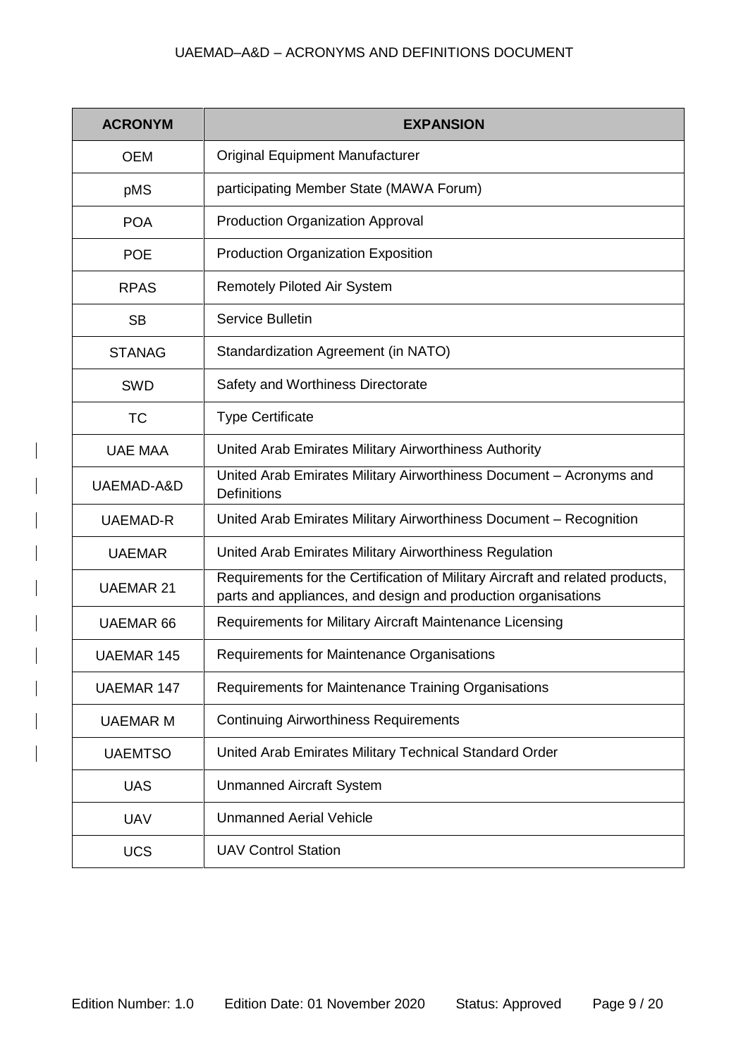| ACRONYM | EXPANSION |
|---|---|
| OEM | Original Equipment Manufacturer |
| pMS | participating Member State (MAWA Forum) |
| POA | Production Organization Approval |
| POE | Production Organization Exposition |
| RPAS | Remotely Piloted Air System |
| SB | Service Bulletin |
| STANAG | Standardization Agreement (in NATO) |
| SWD | Safety and Worthiness Directorate |
| TC | Type Certificate |
| UAE MAA | United Arab Emirates Military Airworthiness Authority |
| UAEMAD-A&D | United Arab Emirates Military Airworthiness Document – Acronyms and Definitions |
| UAEMAD-R | United Arab Emirates Military Airworthiness Document – Recognition |
| UAEMAR | United Arab Emirates Military Airworthiness Regulation |
| UAEMAR 21 | Requirements for the Certification of Military Aircraft and related products, parts and appliances, and design and production organisations |
| UAEMAR 66 | Requirements for Military Aircraft Maintenance Licensing |
| UAEMAR 145 | Requirements for Maintenance Organisations |
| UAEMAR 147 | Requirements for Maintenance Training Organisations |
| UAEMAR M | Continuing Airworthiness Requirements |
| UAEMTSO | United Arab Emirates Military Technical Standard Order |
| UAS | Unmanned Aircraft System |
| UAV | Unmanned Aerial Vehicle |
| UCS | UAV Control Station |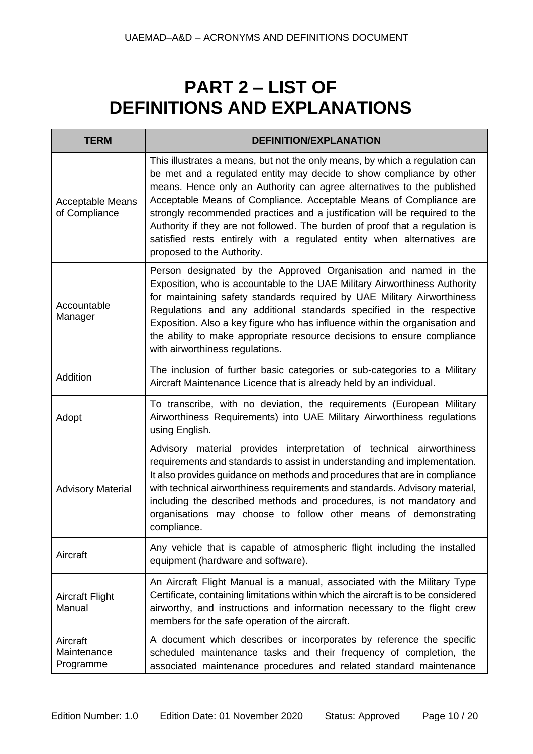# PART 2 – LIST OF DEFINITIONS AND EXPLANATIONS

| TERM | DEFINITION/EXPLANATION |
|---|---|
| Acceptable Means of Compliance | This illustrates a means, but not the only means, by which a regulation can be met and a regulated entity may decide to show compliance by other means. Hence only an Authority can agree alternatives to the published Acceptable Means of Compliance. Acceptable Means of Compliance are strongly recommended practices and a justification will be required to the Authority if they are not followed. The burden of proof that a regulation is satisfied rests entirely with a regulated entity when alternatives are proposed to the Authority. |
| Accountable Manager | Person designated by the Approved Organisation and named in the Exposition, who is accountable to the UAE Military Airworthiness Authority for maintaining safety standards required by UAE Military Airworthiness Regulations and any additional standards specified in the respective Exposition. Also a key figure who has influence within the organisation and the ability to make appropriate resource decisions to ensure compliance with airworthiness regulations. |
| Addition | The inclusion of further basic categories or sub-categories to a Military Aircraft Maintenance Licence that is already held by an individual. |
| Adopt | To transcribe, with no deviation, the requirements (European Military Airworthiness Requirements) into UAE Military Airworthiness regulations using English. |
| Advisory Material | Advisory material provides interpretation of technical airworthiness requirements and standards to assist in understanding and implementation. It also provides guidance on methods and procedures that are in compliance with technical airworthiness requirements and standards. Advisory material, including the described methods and procedures, is not mandatory and organisations may choose to follow other means of demonstrating compliance. |
| Aircraft | Any vehicle that is capable of atmospheric flight including the installed equipment (hardware and software). |
| Aircraft Flight Manual | An Aircraft Flight Manual is a manual, associated with the Military Type Certificate, containing limitations within which the aircraft is to be considered airworthy, and instructions and information necessary to the flight crew members for the safe operation of the aircraft. |
| Aircraft Maintenance Programme | A document which describes or incorporates by reference the specific scheduled maintenance tasks and their frequency of completion, the associated maintenance procedures and related standard maintenance |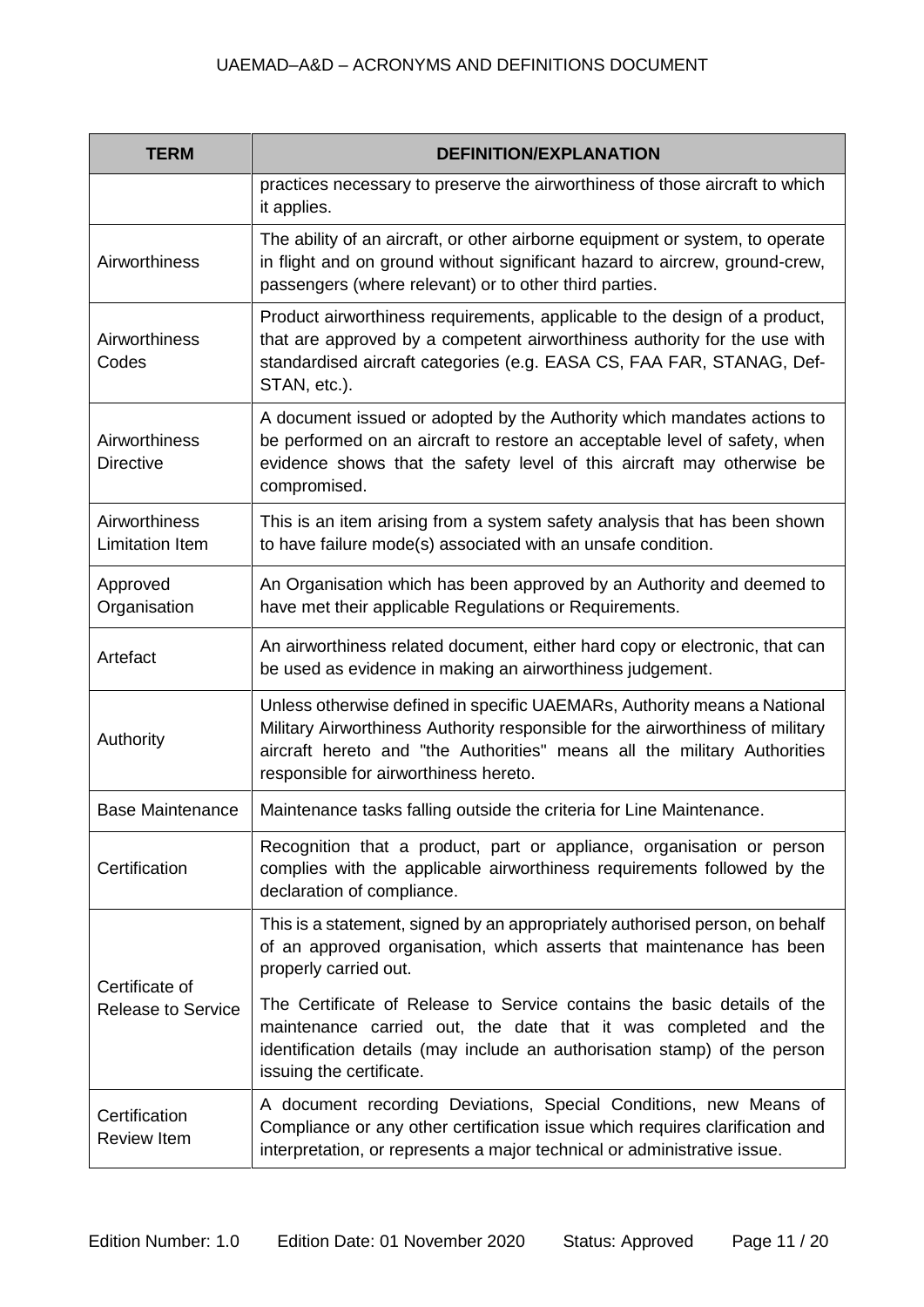| TERM | DEFINITION/EXPLANATION |
|---|---|
| | practices necessary to preserve the airworthiness of those aircraft to which it applies. |
| Airworthiness | The ability of an aircraft, or other airborne equipment or system, to operate in flight and on ground without significant hazard to aircrew, ground-crew, passengers (where relevant) or to other third parties. |
| Airworthiness Codes | Product airworthiness requirements, applicable to the design of a product, that are approved by a competent airworthiness authority for the use with standardised aircraft categories (e.g. EASA CS, FAA FAR, STANAG, Def-STAN, etc.). |
| Airworthiness Directive | A document issued or adopted by the Authority which mandates actions to be performed on an aircraft to restore an acceptable level of safety, when evidence shows that the safety level of this aircraft may otherwise be compromised. |
| Airworthiness Limitation Item | This is an item arising from a system safety analysis that has been shown to have failure mode(s) associated with an unsafe condition. |
| Approved Organisation | An Organisation which has been approved by an Authority and deemed to have met their applicable Regulations or Requirements. |
| Artefact | An airworthiness related document, either hard copy or electronic, that can be used as evidence in making an airworthiness judgement. |
| Authority | Unless otherwise defined in specific UAEMARs, Authority means a National Military Airworthiness Authority responsible for the airworthiness of military aircraft hereto and "the Authorities" means all the military Authorities responsible for airworthiness hereto. |
| Base Maintenance | Maintenance tasks falling outside the criteria for Line Maintenance. |
| Certification | Recognition that a product, part or appliance, organisation or person complies with the applicable airworthiness requirements followed by the declaration of compliance. |
| Certificate of Release to Service | This is a statement, signed by an appropriately authorised person, on behalf of an approved organisation, which asserts that maintenance has been properly carried out.<br><br>The Certificate of Release to Service contains the basic details of the maintenance carried out, the date that it was completed and the identification details (may include an authorisation stamp) of the person issuing the certificate. |
| Certification Review Item | A document recording Deviations, Special Conditions, new Means of Compliance or any other certification issue which requires clarification and interpretation, or represents a major technical or administrative issue. |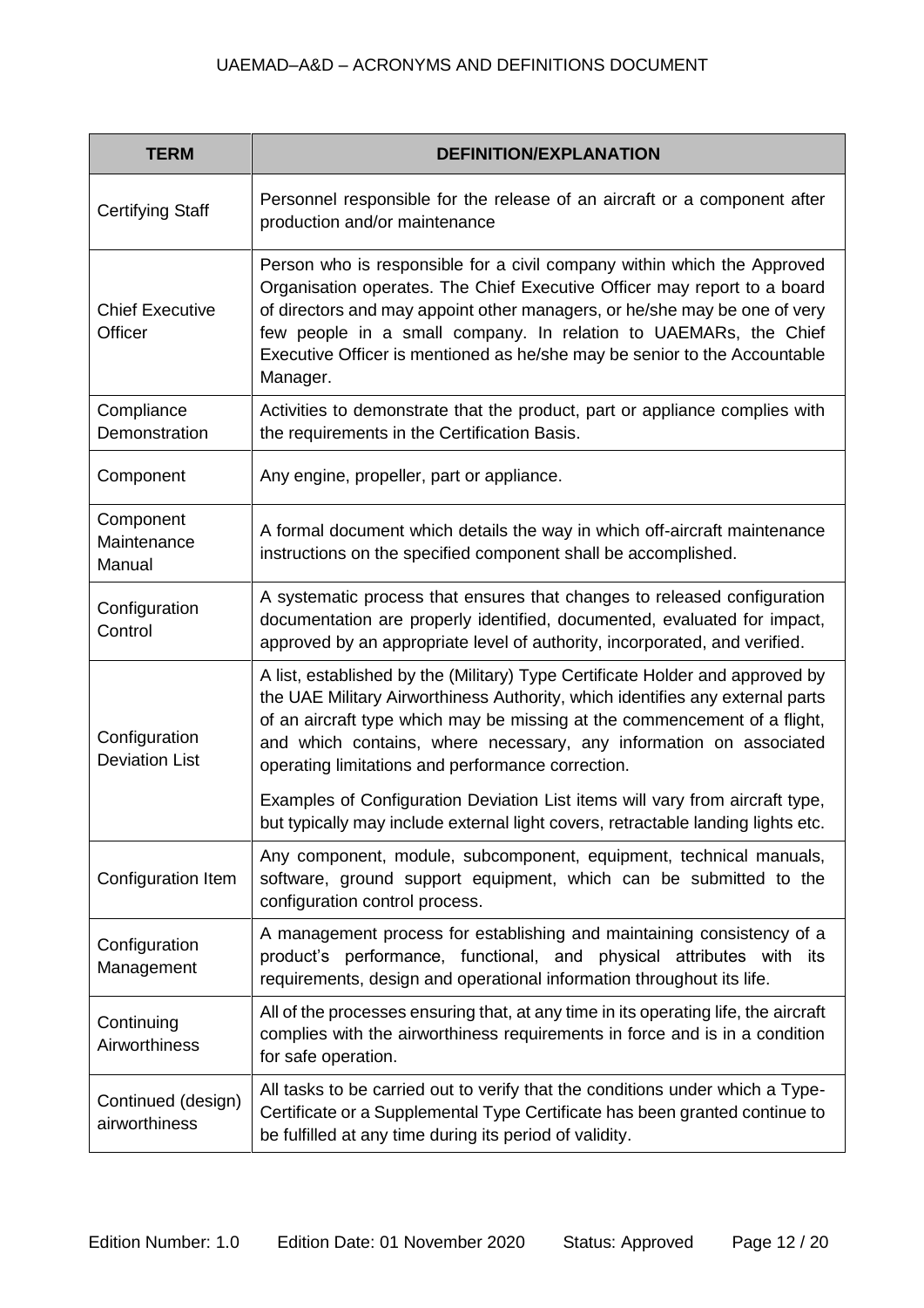| TERM | DEFINITION/EXPLANATION |
| --- | --- |
| Certifying Staff | Personnel responsible for the release of an aircraft or a component after production and/or maintenance |
| Chief Executive Officer | Person who is responsible for a civil company within which the Approved Organisation operates. The Chief Executive Officer may report to a board of directors and may appoint other managers, or he/she may be one of very few people in a small company. In relation to UAEMARs, the Chief Executive Officer is mentioned as he/she may be senior to the Accountable Manager. |
| Compliance Demonstration | Activities to demonstrate that the product, part or appliance complies with the requirements in the Certification Basis. |
| Component | Any engine, propeller, part or appliance. |
| Component Maintenance Manual | A formal document which details the way in which off-aircraft maintenance instructions on the specified component shall be accomplished. |
| Configuration Control | A systematic process that ensures that changes to released configuration documentation are properly identified, documented, evaluated for impact, approved by an appropriate level of authority, incorporated, and verified. |
| Configuration Deviation List | A list, established by the (Military) Type Certificate Holder and approved by the UAE Military Airworthiness Authority, which identifies any external parts of an aircraft type which may be missing at the commencement of a flight, and which contains, where necessary, any information on associated operating limitations and performance correction.<br><br>Examples of Configuration Deviation List items will vary from aircraft type, but typically may include external light covers, retractable landing lights etc. |
| Configuration Item | Any component, module, subcomponent, equipment, technical manuals, software, ground support equipment, which can be submitted to the configuration control process. |
| Configuration Management | A management process for establishing and maintaining consistency of a product's performance, functional, and physical attributes with its requirements, design and operational information throughout its life. |
| Continuing Airworthiness | All of the processes ensuring that, at any time in its operating life, the aircraft complies with the airworthiness requirements in force and is in a condition for safe operation. |
| Continued (design) airworthiness | All tasks to be carried out to verify that the conditions under which a Type-Certificate or a Supplemental Type Certificate has been granted continue to be fulfilled at any time during its period of validity. |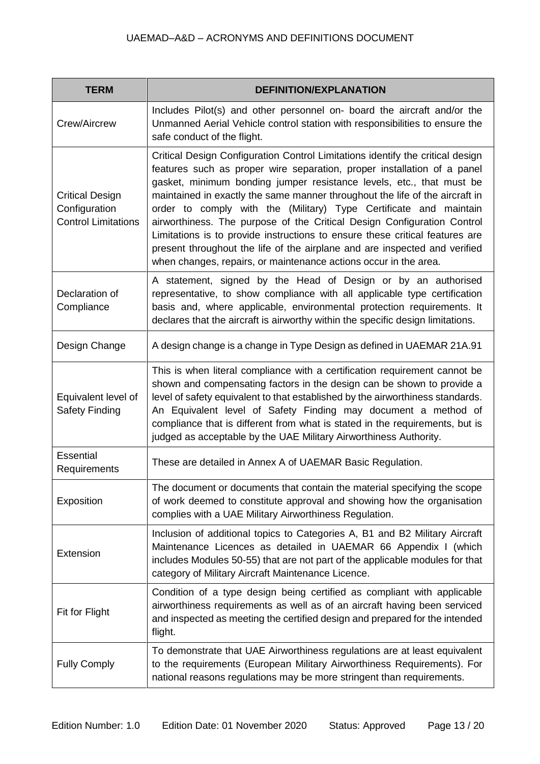| TERM | DEFINITION/EXPLANATION |
|---|---|
| Crew/Aircrew | Includes Pilot(s) and other personnel on- board the aircraft and/or the Unmanned Aerial Vehicle control station with responsibilities to ensure the safe conduct of the flight. |
| Critical Design Configuration Control Limitations | Critical Design Configuration Control Limitations identify the critical design features such as proper wire separation, proper installation of a panel gasket, minimum bonding jumper resistance levels, etc., that must be maintained in exactly the same manner throughout the life of the aircraft in order to comply with the (Military) Type Certificate and maintain airworthiness. The purpose of the Critical Design Configuration Control Limitations is to provide instructions to ensure these critical features are present throughout the life of the airplane and are inspected and verified when changes, repairs, or maintenance actions occur in the area. |
| Declaration of Compliance | A statement, signed by the Head of Design or by an authorised representative, to show compliance with all applicable type certification basis and, where applicable, environmental protection requirements. It declares that the aircraft is airworthy within the specific design limitations. |
| Design Change | A design change is a change in Type Design as defined in UAEMAR 21A.91 |
| Equivalent level of Safety Finding | This is when literal compliance with a certification requirement cannot be shown and compensating factors in the design can be shown to provide a level of safety equivalent to that established by the airworthiness standards. An Equivalent level of Safety Finding may document a method of compliance that is different from what is stated in the requirements, but is judged as acceptable by the UAE Military Airworthiness Authority. |
| Essential Requirements | These are detailed in Annex A of UAEMAR Basic Regulation. |
| Exposition | The document or documents that contain the material specifying the scope of work deemed to constitute approval and showing how the organisation complies with a UAE Military Airworthiness Regulation. |
| Extension | Inclusion of additional topics to Categories A, B1 and B2 Military Aircraft Maintenance Licences as detailed in UAEMAR 66 Appendix I (which includes Modules 50-55) that are not part of the applicable modules for that category of Military Aircraft Maintenance Licence. |
| Fit for Flight | Condition of a type design being certified as compliant with applicable airworthiness requirements as well as of an aircraft having been serviced and inspected as meeting the certified design and prepared for the intended flight. |
| Fully Comply | To demonstrate that UAE Airworthiness regulations are at least equivalent to the requirements (European Military Airworthiness Requirements). For national reasons regulations may be more stringent than requirements. |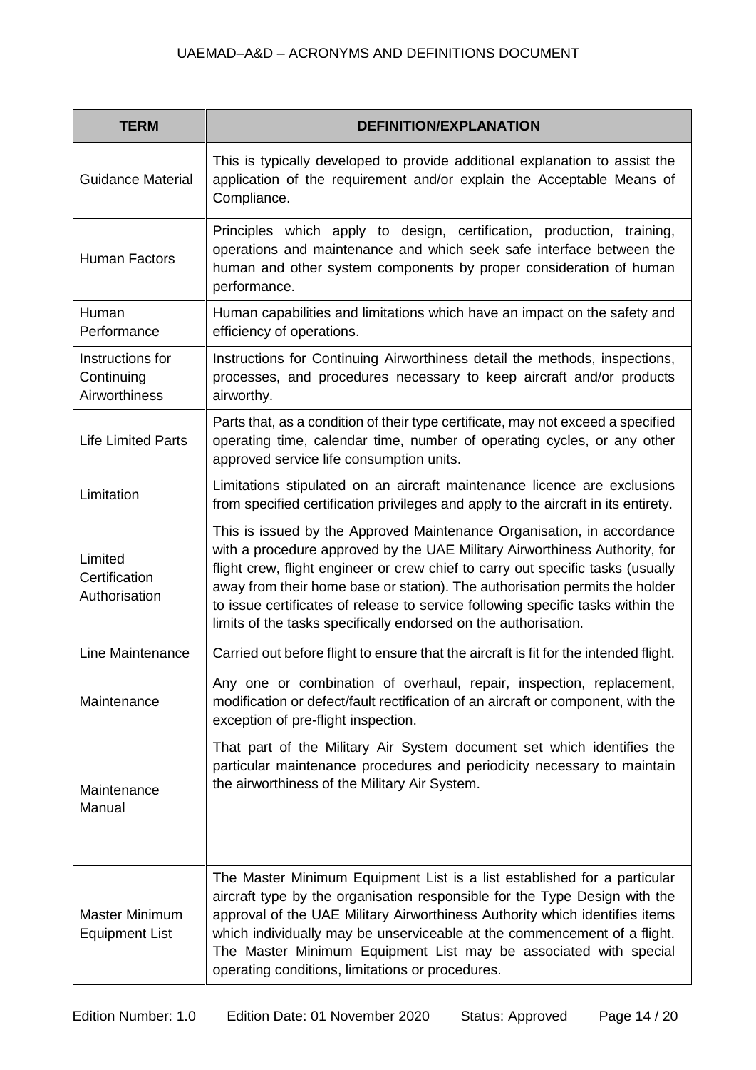| TERM | DEFINITION/EXPLANATION |
|---|---|
| Guidance Material | This is typically developed to provide additional explanation to assist the application of the requirement and/or explain the Acceptable Means of Compliance. |
| Human Factors | Principles which apply to design, certification, production, training, operations and maintenance and which seek safe interface between the human and other system components by proper consideration of human performance. |
| Human Performance | Human capabilities and limitations which have an impact on the safety and efficiency of operations. |
| Instructions for Continuing Airworthiness | Instructions for Continuing Airworthiness detail the methods, inspections, processes, and procedures necessary to keep aircraft and/or products airworthy. |
| Life Limited Parts | Parts that, as a condition of their type certificate, may not exceed a specified operating time, calendar time, number of operating cycles, or any other approved service life consumption units. |
| Limitation | Limitations stipulated on an aircraft maintenance licence are exclusions from specified certification privileges and apply to the aircraft in its entirety. |
| Limited Certification Authorisation | This is issued by the Approved Maintenance Organisation, in accordance with a procedure approved by the UAE Military Airworthiness Authority, for flight crew, flight engineer or crew chief to carry out specific tasks (usually away from their home base or station). The authorisation permits the holder to issue certificates of release to service following specific tasks within the limits of the tasks specifically endorsed on the authorisation. |
| Line Maintenance | Carried out before flight to ensure that the aircraft is fit for the intended flight. |
| Maintenance | Any one or combination of overhaul, repair, inspection, replacement, modification or defect/fault rectification of an aircraft or component, with the exception of pre-flight inspection. |
| Maintenance Manual | That part of the Military Air System document set which identifies the particular maintenance procedures and periodicity necessary to maintain the airworthiness of the Military Air System. |
| Master Minimum Equipment List | The Master Minimum Equipment List is a list established for a particular aircraft type by the organisation responsible for the Type Design with the approval of the UAE Military Airworthiness Authority which identifies items which individually may be unserviceable at the commencement of a flight. The Master Minimum Equipment List may be associated with special operating conditions, limitations or procedures. |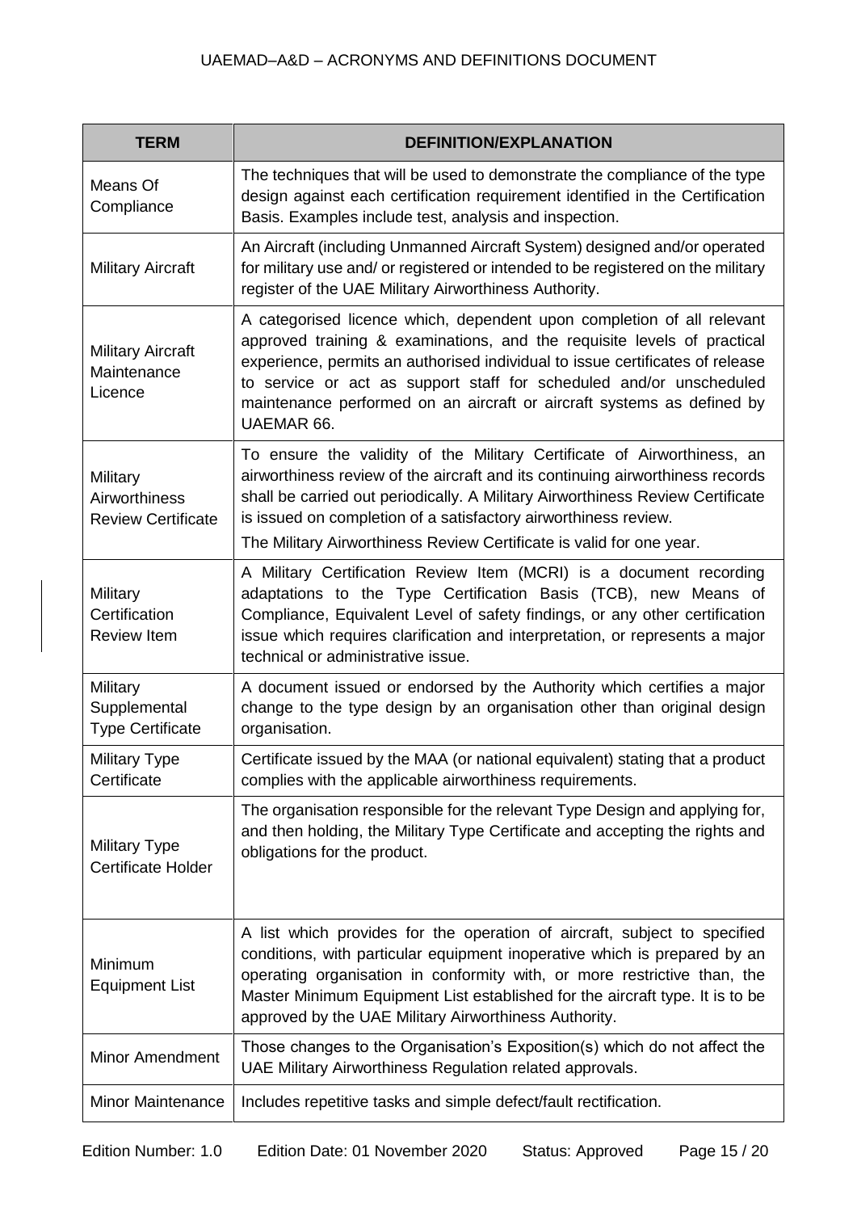| TERM | DEFINITION/EXPLANATION |
|---|---|
| Means Of Compliance | The techniques that will be used to demonstrate the compliance of the type design against each certification requirement identified in the Certification Basis. Examples include test, analysis and inspection. |
| Military Aircraft | An Aircraft (including Unmanned Aircraft System) designed and/or operated for military use and/ or registered or intended to be registered on the military register of the UAE Military Airworthiness Authority. |
| Military Aircraft Maintenance Licence | A categorised licence which, dependent upon completion of all relevant approved training & examinations, and the requisite levels of practical experience, permits an authorised individual to issue certificates of release to service or act as support staff for scheduled and/or unscheduled maintenance performed on an aircraft or aircraft systems as defined by UAEMAR 66. |
| Military Airworthiness Review Certificate | To ensure the validity of the Military Certificate of Airworthiness, an airworthiness review of the aircraft and its continuing airworthiness records shall be carried out periodically. A Military Airworthiness Review Certificate is issued on completion of a satisfactory airworthiness review.<br>The Military Airworthiness Review Certificate is valid for one year. |
| Military Certification Review Item | A Military Certification Review Item (MCRI) is a document recording adaptations to the Type Certification Basis (TCB), new Means of Compliance, Equivalent Level of safety findings, or any other certification issue which requires clarification and interpretation, or represents a major technical or administrative issue. |
| Military Supplemental Type Certificate | A document issued or endorsed by the Authority which certifies a major change to the type design by an organisation other than original design organisation. |
| Military Type Certificate | Certificate issued by the MAA (or national equivalent) stating that a product complies with the applicable airworthiness requirements. |
| Military Type Certificate Holder | The organisation responsible for the relevant Type Design and applying for, and then holding, the Military Type Certificate and accepting the rights and obligations for the product. |
| Minimum Equipment List | A list which provides for the operation of aircraft, subject to specified conditions, with particular equipment inoperative which is prepared by an operating organisation in conformity with, or more restrictive than, the Master Minimum Equipment List established for the aircraft type. It is to be approved by the UAE Military Airworthiness Authority. |
| Minor Amendment | Those changes to the Organisation's Exposition(s) which do not affect the UAE Military Airworthiness Regulation related approvals. |
| Minor Maintenance | Includes repetitive tasks and simple defect/fault rectification. |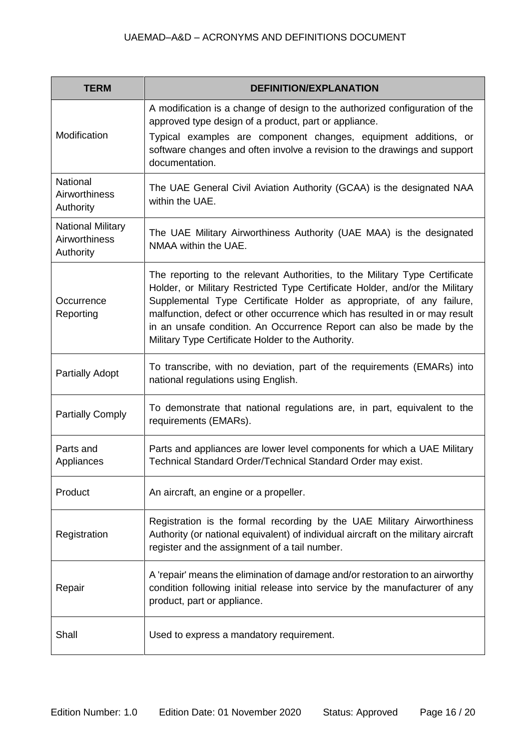| TERM | DEFINITION/EXPLANATION |
| --- | --- |
| Modification | A modification is a change of design to the authorized configuration of the approved type design of a product, part or appliance.<br>Typical examples are component changes, equipment additions, or software changes and often involve a revision to the drawings and support documentation. |
| National Airworthiness Authority | The UAE General Civil Aviation Authority (GCAA) is the designated NAA within the UAE. |
| National Military Airworthiness Authority | The UAE Military Airworthiness Authority (UAE MAA) is the designated NMAA within the UAE. |
| Occurrence Reporting | The reporting to the relevant Authorities, to the Military Type Certificate Holder, or Military Restricted Type Certificate Holder, and/or the Military Supplemental Type Certificate Holder as appropriate, of any failure, malfunction, defect or other occurrence which has resulted in or may result in an unsafe condition. An Occurrence Report can also be made by the Military Type Certificate Holder to the Authority. |
| Partially Adopt | To transcribe, with no deviation, part of the requirements (EMARs) into national regulations using English. |
| Partially Comply | To demonstrate that national regulations are, in part, equivalent to the requirements (EMARs). |
| Parts and Appliances | Parts and appliances are lower level components for which a UAE Military Technical Standard Order/Technical Standard Order may exist. |
| Product | An aircraft, an engine or a propeller. |
| Registration | Registration is the formal recording by the UAE Military Airworthiness Authority (or national equivalent) of individual aircraft on the military aircraft register and the assignment of a tail number. |
| Repair | A 'repair' means the elimination of damage and/or restoration to an airworthy condition following initial release into service by the manufacturer of any product, part or appliance. |
| Shall | Used to express a mandatory requirement. |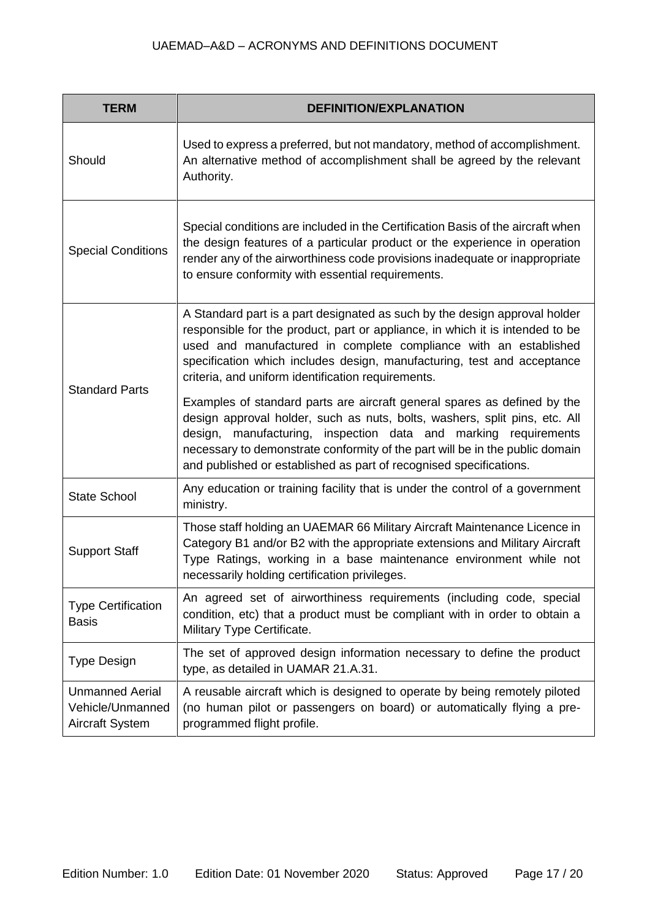| TERM | DEFINITION/EXPLANATION |
|---|---|
| Should | Used to express a preferred, but not mandatory, method of accomplishment. An alternative method of accomplishment shall be agreed by the relevant Authority. |
| Special Conditions | Special conditions are included in the Certification Basis of the aircraft when the design features of a particular product or the experience in operation render any of the airworthiness code provisions inadequate or inappropriate to ensure conformity with essential requirements. |
| Standard Parts | A Standard part is a part designated as such by the design approval holder responsible for the product, part or appliance, in which it is intended to be used and manufactured in complete compliance with an established specification which includes design, manufacturing, test and acceptance criteria, and uniform identification requirements.<br><br>Examples of standard parts are aircraft general spares as defined by the design approval holder, such as nuts, bolts, washers, split pins, etc. All design, manufacturing, inspection data and marking requirements necessary to demonstrate conformity of the part will be in the public domain and published or established as part of recognised specifications. |
| State School | Any education or training facility that is under the control of a government ministry. |
| Support Staff | Those staff holding an UAEMAR 66 Military Aircraft Maintenance Licence in Category B1 and/or B2 with the appropriate extensions and Military Aircraft Type Ratings, working in a base maintenance environment while not necessarily holding certification privileges. |
| Type Certification Basis | An agreed set of airworthiness requirements (including code, special condition, etc) that a product must be compliant with in order to obtain a Military Type Certificate. |
| Type Design | The set of approved design information necessary to define the product type, as detailed in UAMAR 21.A.31. |
| Unmanned Aerial Vehicle/Unmanned Aircraft System | A reusable aircraft which is designed to operate by being remotely piloted (no human pilot or passengers on board) or automatically flying a pre-programmed flight profile. |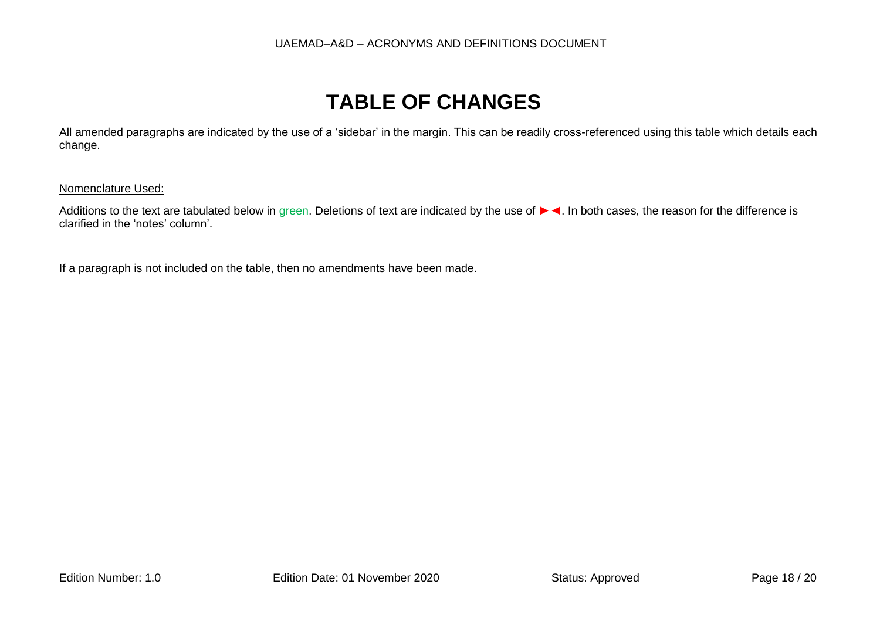# TABLE OF CHANGES

All amended paragraphs are indicated by the use of a 'sidebar' in the margin. This can be readily cross-referenced using this table which details each change.

Nomenclature Used:

Additions to the text are tabulated below in green. Deletions of text are indicated by the use of ►◄. In both cases, the reason for the difference is clarified in the 'notes' column'.

If a paragraph is not included on the table, then no amendments have been made.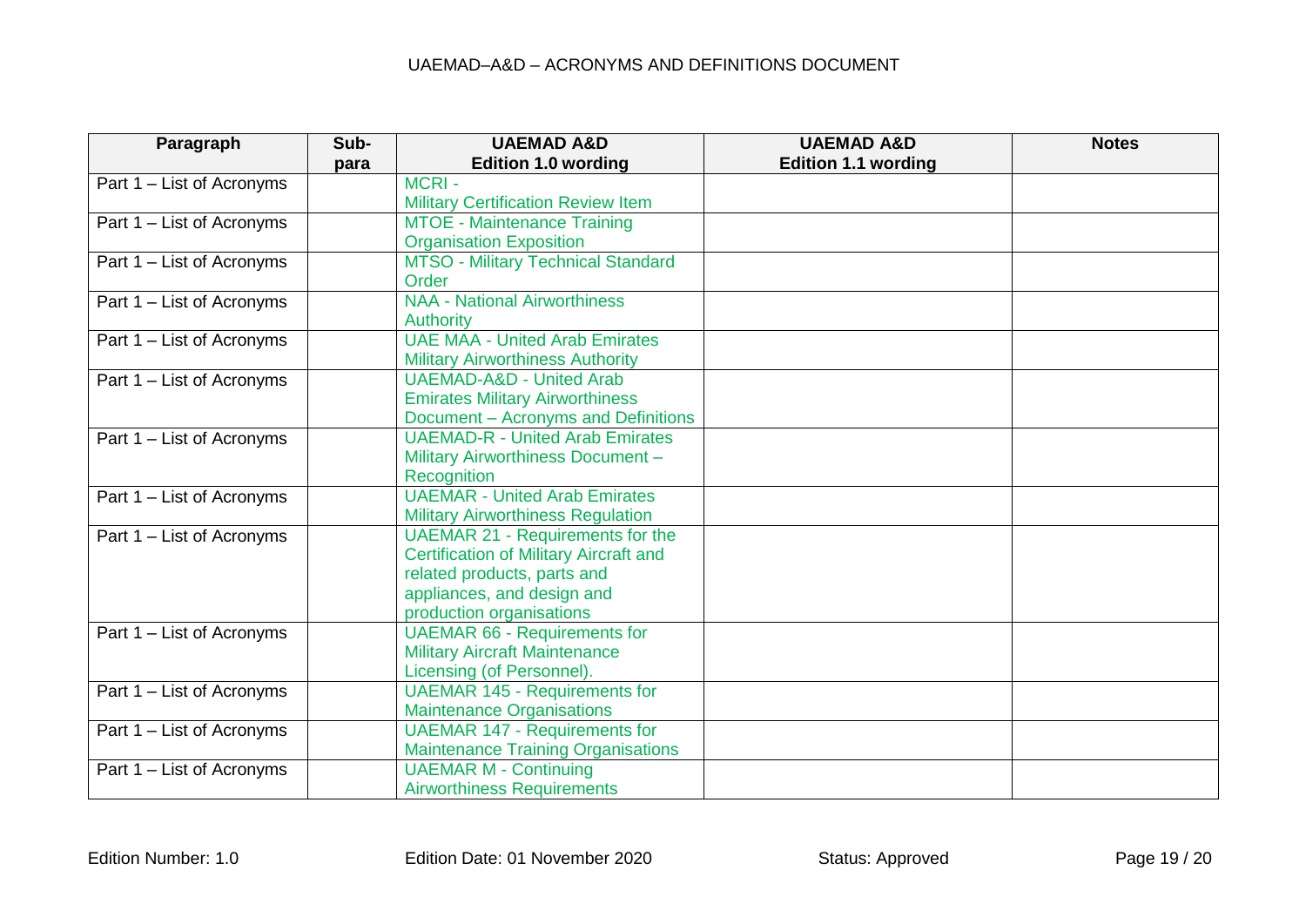| Paragraph | Sub-para | UAEMAD A&D Edition 1.0 wording | UAEMAD A&D Edition 1.1 wording | Notes |
|---|---|---|---|---|
| Part 1 – List of Acronyms | | MCRI - Military Certification Review Item | | |
| Part 1 – List of Acronyms | | MTOE - Maintenance Training Organisation Exposition | | |
| Part 1 – List of Acronyms | | MTSO - Military Technical Standard Order | | |
| Part 1 – List of Acronyms | | NAA - National Airworthiness Authority | | |
| Part 1 – List of Acronyms | | UAE MAA - United Arab Emirates Military Airworthiness Authority | | |
| Part 1 – List of Acronyms | | UAEMAD-A&D - United Arab Emirates Military Airworthiness Document – Acronyms and Definitions | | |
| Part 1 – List of Acronyms | | UAEMAD-R - United Arab Emirates Military Airworthiness Document – Recognition | | |
| Part 1 – List of Acronyms | | UAEMAR - United Arab Emirates Military Airworthiness Regulation | | |
| Part 1 – List of Acronyms | | UAEMAR 21 - Requirements for the Certification of Military Aircraft and related products, parts and appliances, and design and production organisations | | |
| Part 1 – List of Acronyms | | UAEMAR 66 - Requirements for Military Aircraft Maintenance Licensing (of Personnel). | | |
| Part 1 – List of Acronyms | | UAEMAR 145 - Requirements for Maintenance Organisations | | |
| Part 1 – List of Acronyms | | UAEMAR 147 - Requirements for Maintenance Training Organisations | | |
| Part 1 – List of Acronyms | | UAEMAR M - Continuing Airworthiness Requirements | | |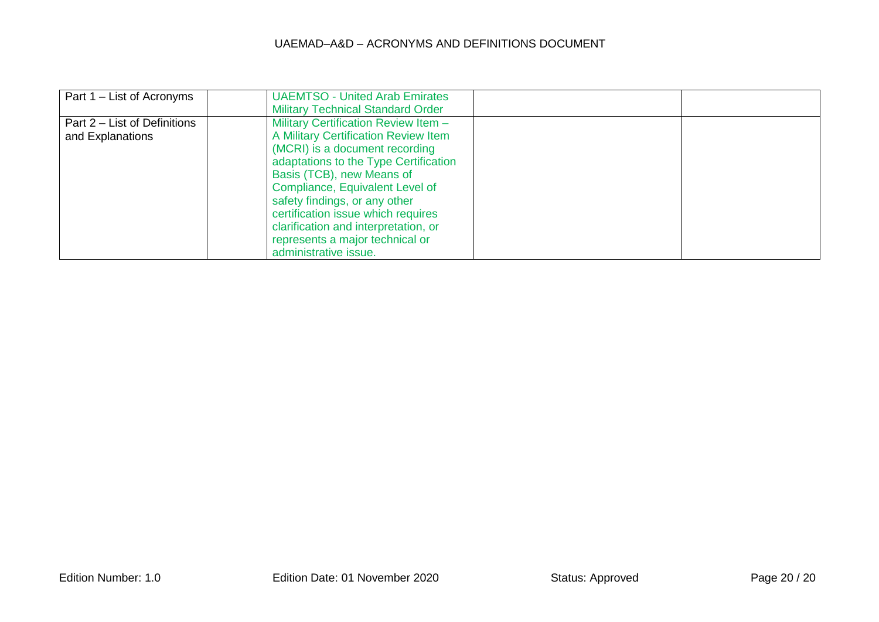| | | | | |
|---|---|---|---|---|
| Part 1 – List of Acronyms | | UAEMTSO - United Arab Emirates Military Technical Standard Order | | |
| Part 2 – List of Definitions and Explanations | | Military Certification Review Item – A Military Certification Review Item (MCRI) is a document recording adaptations to the Type Certification Basis (TCB), new Means of Compliance, Equivalent Level of safety findings, or any other certification issue which requires clarification and interpretation, or represents a major technical or administrative issue. | | |